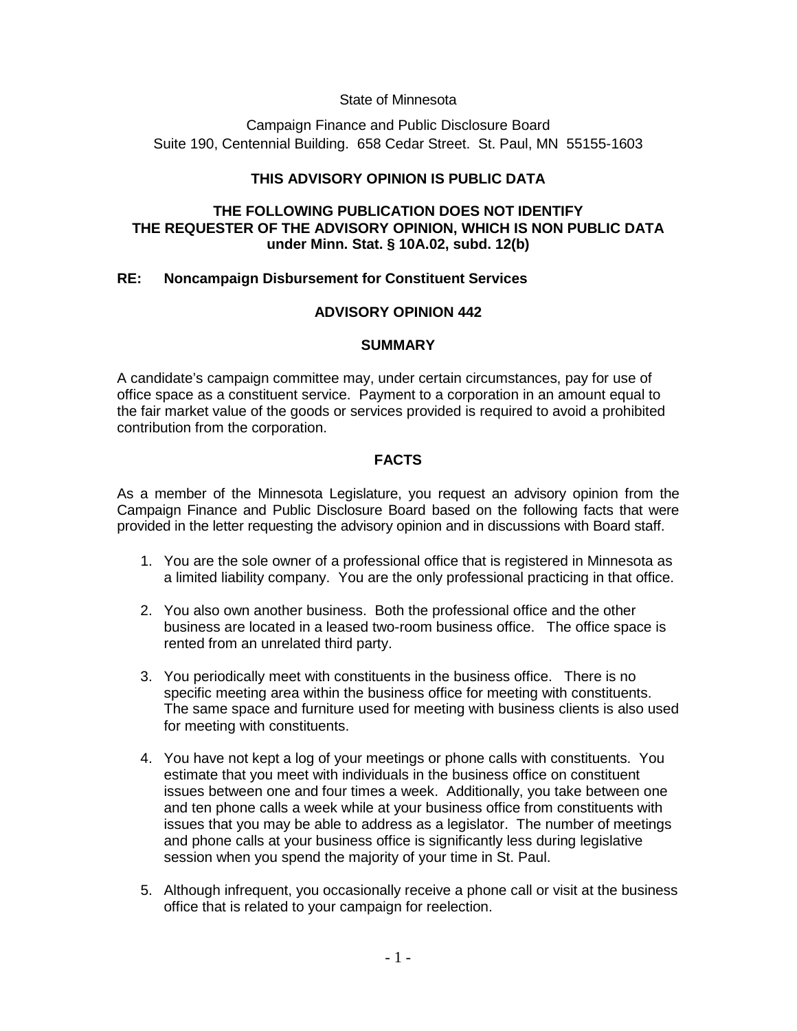State of Minnesota

Campaign Finance and Public Disclosure Board
Suite 190, Centennial Building. 658 Cedar Street. St. Paul, MN 55155-1603

**THIS ADVISORY OPINION IS PUBLIC DATA**

**THE FOLLOWING PUBLICATION DOES NOT IDENTIFY THE REQUESTER OF THE ADVISORY OPINION, WHICH IS NON PUBLIC DATA under Minn. Stat. § 10A.02, subd. 12(b)**

**RE: Noncampaign Disbursement for Constituent Services**

## ADVISORY OPINION 442

### SUMMARY

A candidate's campaign committee may, under certain circumstances, pay for use of office space as a constituent service. Payment to a corporation in an amount equal to the fair market value of the goods or services provided is required to avoid a prohibited contribution from the corporation.

### FACTS

As a member of the Minnesota Legislature, you request an advisory opinion from the Campaign Finance and Public Disclosure Board based on the following facts that were provided in the letter requesting the advisory opinion and in discussions with Board staff.

1. You are the sole owner of a professional office that is registered in Minnesota as a limited liability company. You are the only professional practicing in that office.

2. You also own another business. Both the professional office and the other business are located in a leased two-room business office. The office space is rented from an unrelated third party.

3. You periodically meet with constituents in the business office. There is no specific meeting area within the business office for meeting with constituents. The same space and furniture used for meeting with business clients is also used for meeting with constituents.

4. You have not kept a log of your meetings or phone calls with constituents. You estimate that you meet with individuals in the business office on constituent issues between one and four times a week. Additionally, you take between one and ten phone calls a week while at your business office from constituents with issues that you may be able to address as a legislator. The number of meetings and phone calls at your business office is significantly less during legislative session when you spend the majority of your time in St. Paul.

5. Although infrequent, you occasionally receive a phone call or visit at the business office that is related to your campaign for reelection.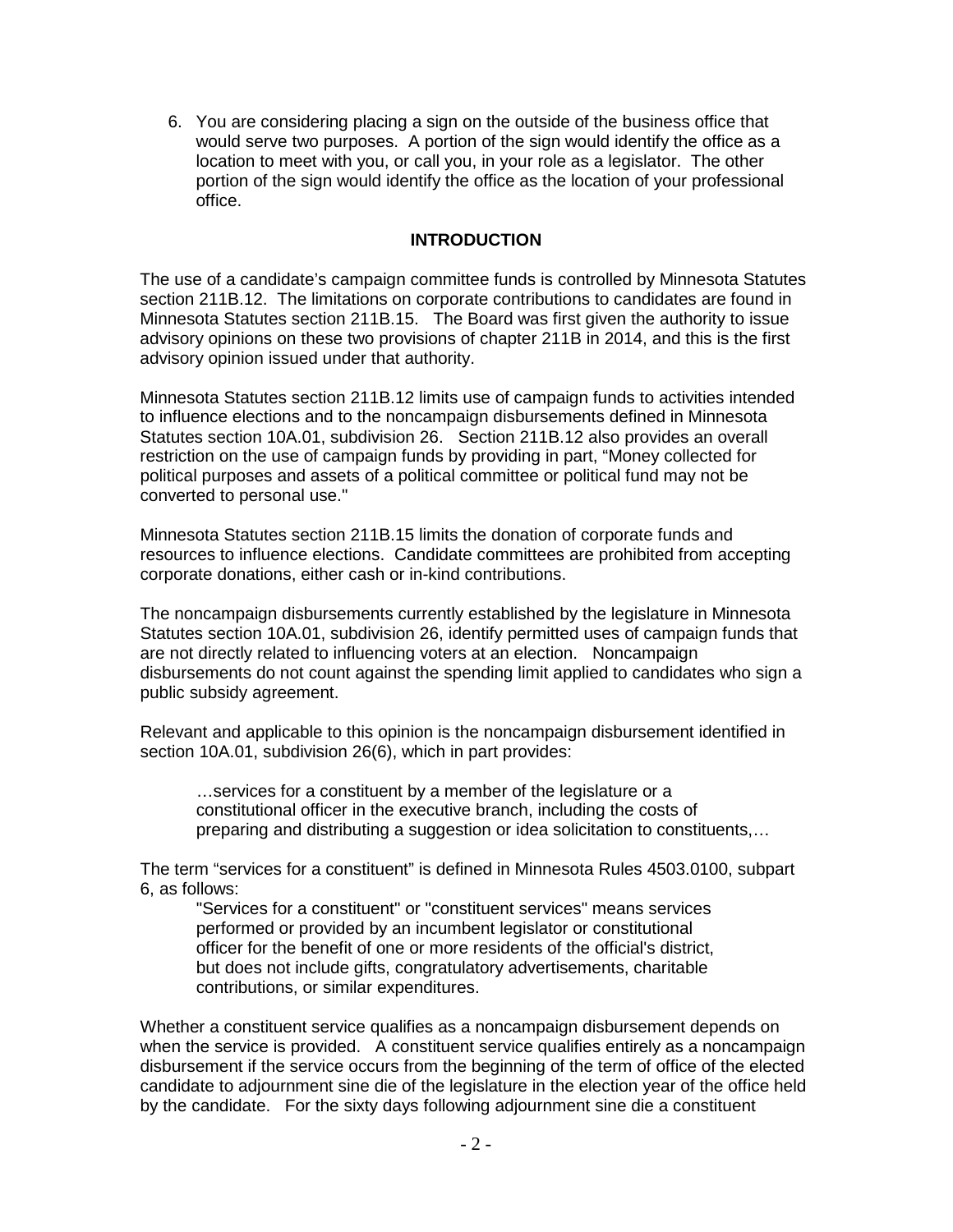6. You are considering placing a sign on the outside of the business office that would serve two purposes. A portion of the sign would identify the office as a location to meet with you, or call you, in your role as a legislator. The other portion of the sign would identify the office as the location of your professional office.

## INTRODUCTION

The use of a candidate's campaign committee funds is controlled by Minnesota Statutes section 211B.12. The limitations on corporate contributions to candidates are found in Minnesota Statutes section 211B.15. The Board was first given the authority to issue advisory opinions on these two provisions of chapter 211B in 2014, and this is the first advisory opinion issued under that authority.

Minnesota Statutes section 211B.12 limits use of campaign funds to activities intended to influence elections and to the noncampaign disbursements defined in Minnesota Statutes section 10A.01, subdivision 26. Section 211B.12 also provides an overall restriction on the use of campaign funds by providing in part, "Money collected for political purposes and assets of a political committee or political fund may not be converted to personal use."

Minnesota Statutes section 211B.15 limits the donation of corporate funds and resources to influence elections. Candidate committees are prohibited from accepting corporate donations, either cash or in-kind contributions.

The noncampaign disbursements currently established by the legislature in Minnesota Statutes section 10A.01, subdivision 26, identify permitted uses of campaign funds that are not directly related to influencing voters at an election. Noncampaign disbursements do not count against the spending limit applied to candidates who sign a public subsidy agreement.

Relevant and applicable to this opinion is the noncampaign disbursement identified in section 10A.01, subdivision 26(6), which in part provides:

> …services for a constituent by a member of the legislature or a constitutional officer in the executive branch, including the costs of preparing and distributing a suggestion or idea solicitation to constituents,…

The term "services for a constituent" is defined in Minnesota Rules 4503.0100, subpart 6, as follows:

> "Services for a constituent" or "constituent services" means services performed or provided by an incumbent legislator or constitutional officer for the benefit of one or more residents of the official's district, but does not include gifts, congratulatory advertisements, charitable contributions, or similar expenditures.

Whether a constituent service qualifies as a noncampaign disbursement depends on when the service is provided. A constituent service qualifies entirely as a noncampaign disbursement if the service occurs from the beginning of the term of office of the elected candidate to adjournment sine die of the legislature in the election year of the office held by the candidate. For the sixty days following adjournment sine die a constituent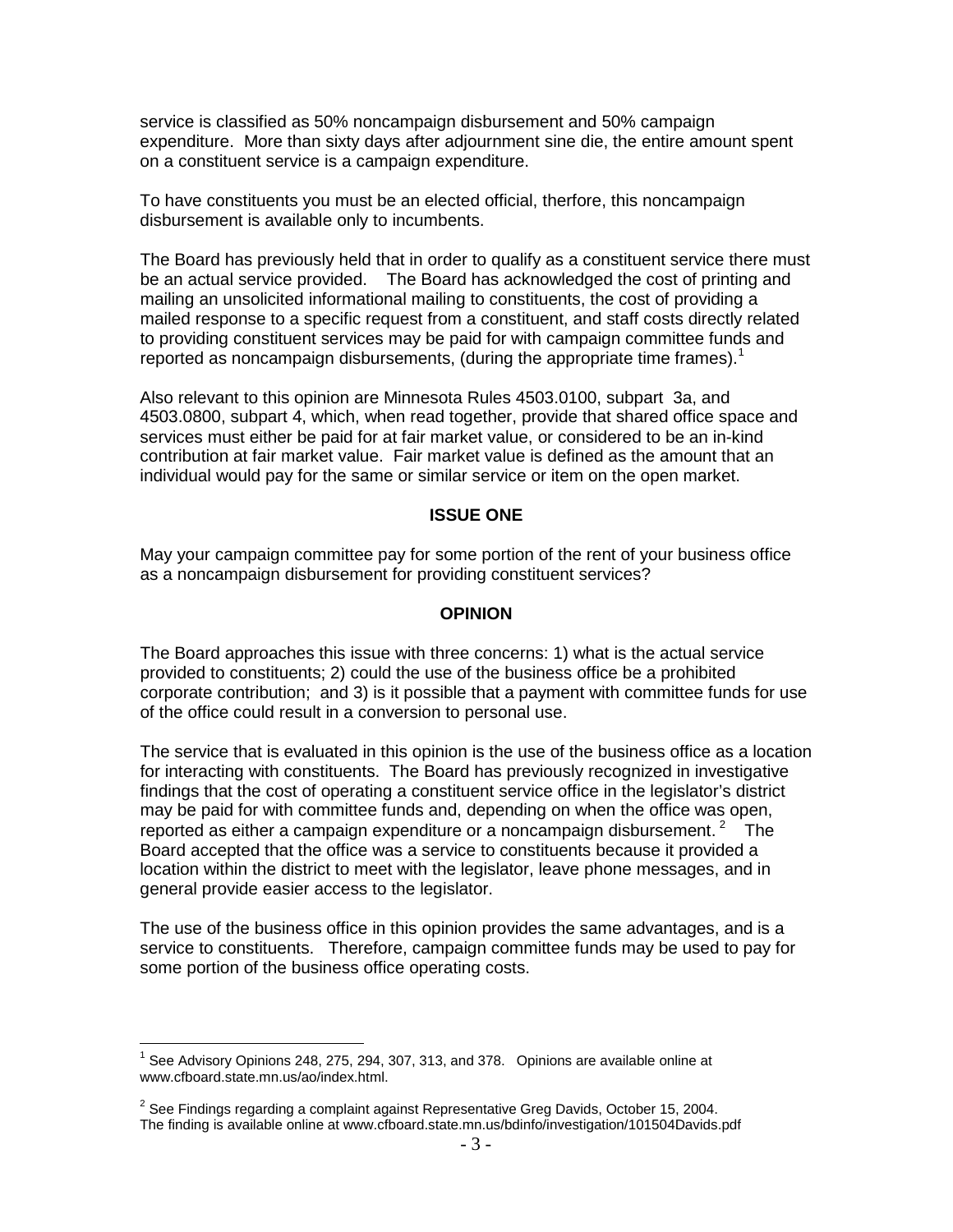service is classified as 50% noncampaign disbursement and 50% campaign expenditure. More than sixty days after adjournment sine die, the entire amount spent on a constituent service is a campaign expenditure.

To have constituents you must be an elected official, therfore, this noncampaign disbursement is available only to incumbents.

The Board has previously held that in order to qualify as a constituent service there must be an actual service provided. The Board has acknowledged the cost of printing and mailing an unsolicited informational mailing to constituents, the cost of providing a mailed response to a specific request from a constituent, and staff costs directly related to providing constituent services may be paid for with campaign committee funds and reported as noncampaign disbursements, (during the appropriate time frames).[1]

Also relevant to this opinion are Minnesota Rules 4503.0100, subpart 3a, and 4503.0800, subpart 4, which, when read together, provide that shared office space and services must either be paid for at fair market value, or considered to be an in-kind contribution at fair market value. Fair market value is defined as the amount that an individual would pay for the same or similar service or item on the open market.

**ISSUE ONE**

May your campaign committee pay for some portion of the rent of your business office as a noncampaign disbursement for providing constituent services?

**OPINION**

The Board approaches this issue with three concerns: 1) what is the actual service provided to constituents; 2) could the use of the business office be a prohibited corporate contribution; and 3) is it possible that a payment with committee funds for use of the office could result in a conversion to personal use.

The service that is evaluated in this opinion is the use of the business office as a location for interacting with constituents. The Board has previously recognized in investigative findings that the cost of operating a constituent service office in the legislator's district may be paid for with committee funds and, depending on when the office was open, reported as either a campaign expenditure or a noncampaign disbursement.[2] The Board accepted that the office was a service to constituents because it provided a location within the district to meet with the legislator, leave phone messages, and in general provide easier access to the legislator.

The use of the business office in this opinion provides the same advantages, and is a service to constituents. Therefore, campaign committee funds may be used to pay for some portion of the business office operating costs.

---

[1] See Advisory Opinions 248, 275, 294, 307, 313, and 378. Opinions are available online at www.cfboard.state.mn.us/ao/index.html.

[2] See Findings regarding a complaint against Representative Greg Davids, October 15, 2004. The finding is available online at www.cfboard.state.mn.us/bdinfo/investigation/101504Davids.pdf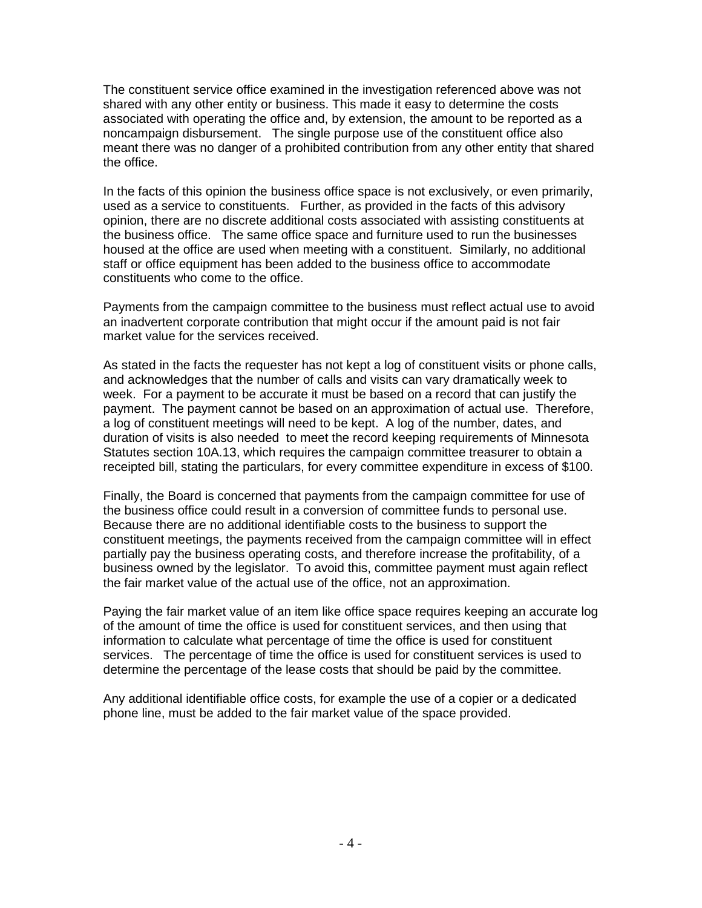The constituent service office examined in the investigation referenced above was not shared with any other entity or business. This made it easy to determine the costs associated with operating the office and, by extension, the amount to be reported as a noncampaign disbursement. The single purpose use of the constituent office also meant there was no danger of a prohibited contribution from any other entity that shared the office.

In the facts of this opinion the business office space is not exclusively, or even primarily, used as a service to constituents. Further, as provided in the facts of this advisory opinion, there are no discrete additional costs associated with assisting constituents at the business office. The same office space and furniture used to run the businesses housed at the office are used when meeting with a constituent. Similarly, no additional staff or office equipment has been added to the business office to accommodate constituents who come to the office.

Payments from the campaign committee to the business must reflect actual use to avoid an inadvertent corporate contribution that might occur if the amount paid is not fair market value for the services received.

As stated in the facts the requester has not kept a log of constituent visits or phone calls, and acknowledges that the number of calls and visits can vary dramatically week to week. For a payment to be accurate it must be based on a record that can justify the payment. The payment cannot be based on an approximation of actual use. Therefore, a log of constituent meetings will need to be kept. A log of the number, dates, and duration of visits is also needed to meet the record keeping requirements of Minnesota Statutes section 10A.13, which requires the campaign committee treasurer to obtain a receipted bill, stating the particulars, for every committee expenditure in excess of $100.

Finally, the Board is concerned that payments from the campaign committee for use of the business office could result in a conversion of committee funds to personal use. Because there are no additional identifiable costs to the business to support the constituent meetings, the payments received from the campaign committee will in effect partially pay the business operating costs, and therefore increase the profitability, of a business owned by the legislator. To avoid this, committee payment must again reflect the fair market value of the actual use of the office, not an approximation.

Paying the fair market value of an item like office space requires keeping an accurate log of the amount of time the office is used for constituent services, and then using that information to calculate what percentage of time the office is used for constituent services. The percentage of time the office is used for constituent services is used to determine the percentage of the lease costs that should be paid by the committee.

Any additional identifiable office costs, for example the use of a copier or a dedicated phone line, must be added to the fair market value of the space provided.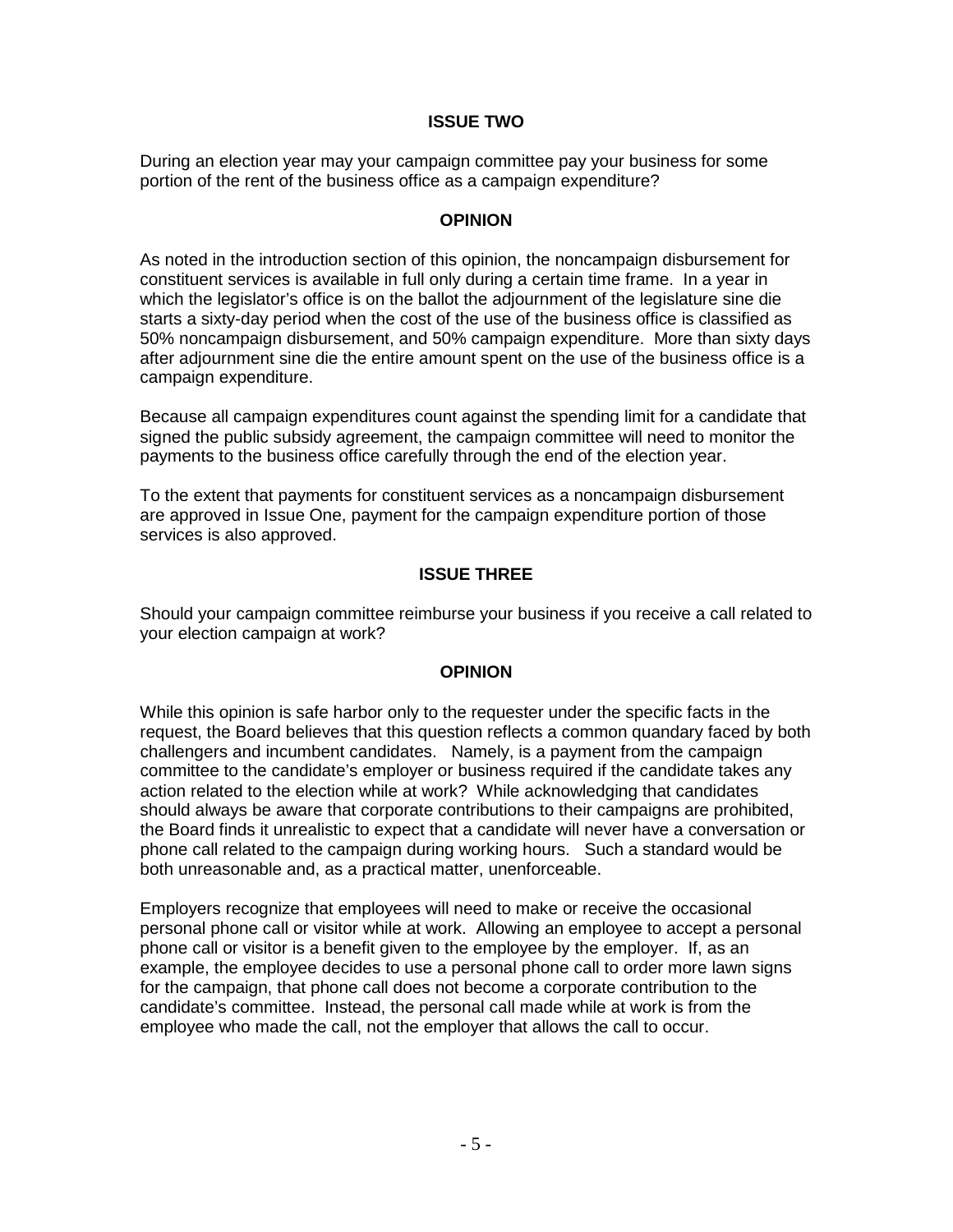**ISSUE TWO**

During an election year may your campaign committee pay your business for some portion of the rent of the business office as a campaign expenditure?

**OPINION**

As noted in the introduction section of this opinion, the noncampaign disbursement for constituent services is available in full only during a certain time frame. In a year in which the legislator's office is on the ballot the adjournment of the legislature sine die starts a sixty-day period when the cost of the use of the business office is classified as 50% noncampaign disbursement, and 50% campaign expenditure. More than sixty days after adjournment sine die the entire amount spent on the use of the business office is a campaign expenditure.

Because all campaign expenditures count against the spending limit for a candidate that signed the public subsidy agreement, the campaign committee will need to monitor the payments to the business office carefully through the end of the election year.

To the extent that payments for constituent services as a noncampaign disbursement are approved in Issue One, payment for the campaign expenditure portion of those services is also approved.

**ISSUE THREE**

Should your campaign committee reimburse your business if you receive a call related to your election campaign at work?

**OPINION**

While this opinion is safe harbor only to the requester under the specific facts in the request, the Board believes that this question reflects a common quandary faced by both challengers and incumbent candidates. Namely, is a payment from the campaign committee to the candidate's employer or business required if the candidate takes any action related to the election while at work? While acknowledging that candidates should always be aware that corporate contributions to their campaigns are prohibited, the Board finds it unrealistic to expect that a candidate will never have a conversation or phone call related to the campaign during working hours. Such a standard would be both unreasonable and, as a practical matter, unenforceable.

Employers recognize that employees will need to make or receive the occasional personal phone call or visitor while at work. Allowing an employee to accept a personal phone call or visitor is a benefit given to the employee by the employer. If, as an example, the employee decides to use a personal phone call to order more lawn signs for the campaign, that phone call does not become a corporate contribution to the candidate's committee. Instead, the personal call made while at work is from the employee who made the call, not the employer that allows the call to occur.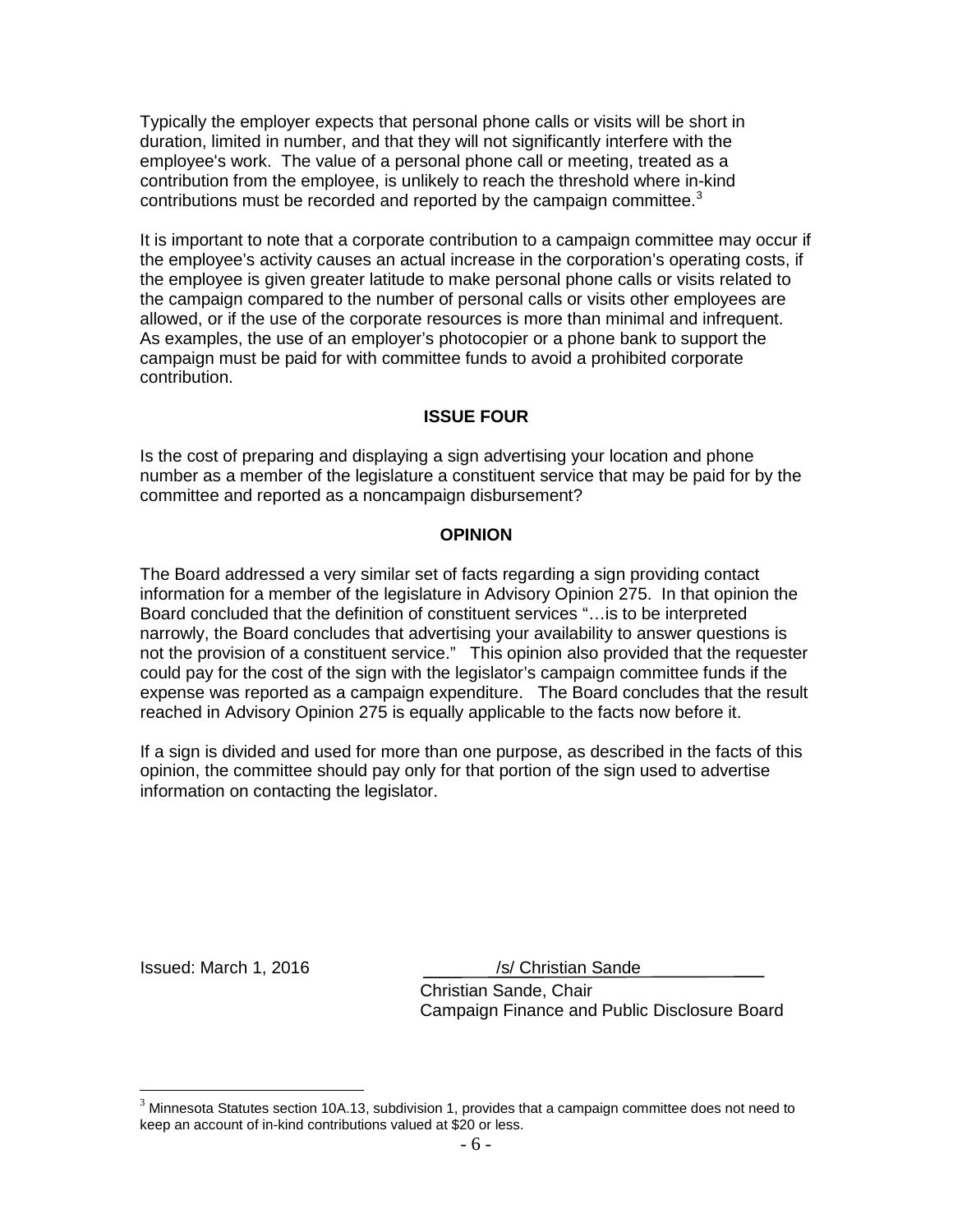Typically the employer expects that personal phone calls or visits will be short in duration, limited in number, and that they will not significantly interfere with the employee's work. The value of a personal phone call or meeting, treated as a contribution from the employee, is unlikely to reach the threshold where in-kind contributions must be recorded and reported by the campaign committee.[3]

It is important to note that a corporate contribution to a campaign committee may occur if the employee's activity causes an actual increase in the corporation's operating costs, if the employee is given greater latitude to make personal phone calls or visits related to the campaign compared to the number of personal calls or visits other employees are allowed, or if the use of the corporate resources is more than minimal and infrequent. As examples, the use of an employer's photocopier or a phone bank to support the campaign must be paid for with committee funds to avoid a prohibited corporate contribution.

**ISSUE FOUR**

Is the cost of preparing and displaying a sign advertising your location and phone number as a member of the legislature a constituent service that may be paid for by the committee and reported as a noncampaign disbursement?

**OPINION**

The Board addressed a very similar set of facts regarding a sign providing contact information for a member of the legislature in Advisory Opinion 275. In that opinion the Board concluded that the definition of constituent services "…is to be interpreted narrowly, the Board concludes that advertising your availability to answer questions is not the provision of a constituent service." This opinion also provided that the requester could pay for the cost of the sign with the legislator's campaign committee funds if the expense was reported as a campaign expenditure. The Board concludes that the result reached in Advisory Opinion 275 is equally applicable to the facts now before it.

If a sign is divided and used for more than one purpose, as described in the facts of this opinion, the committee should pay only for that portion of the sign used to advertise information on contacting the legislator.

Issued: March 1, 2016

/s/ Christian Sande
Christian Sande, Chair
Campaign Finance and Public Disclosure Board

[3] Minnesota Statutes section 10A.13, subdivision 1, provides that a campaign committee does not need to keep an account of in-kind contributions valued at $20 or less.